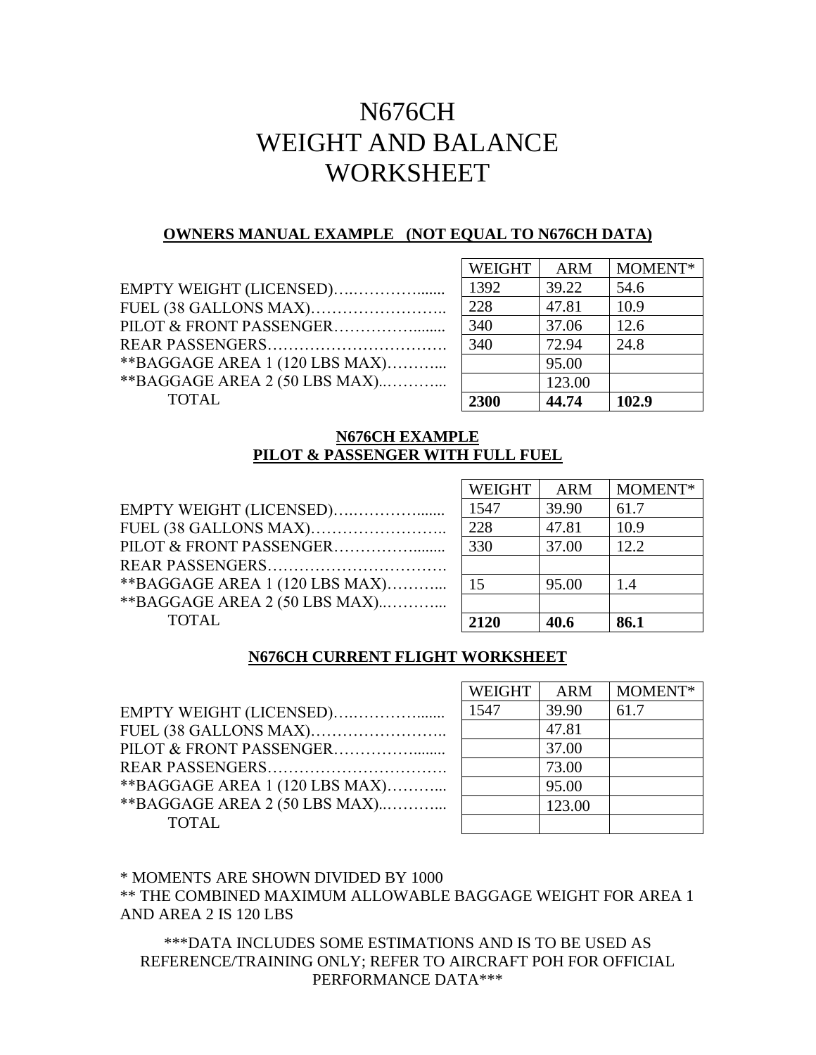# N676CH
# WEIGHT AND BALANCE
# WORKSHEET

## OWNERS MANUAL EXAMPLE (NOT EQUAL TO N676CH DATA)

| | WEIGHT | ARM | MOMENT* |
|---|---|---|---|
| EMPTY WEIGHT (LICENSED)…..…………....... | 1392 | 39.22 | 54.6 |
| FUEL (38 GALLONS MAX)…………………….. | 228 | 47.81 | 10.9 |
| PILOT & FRONT PASSENGER…………........ | 340 | 37.06 | 12.6 |
| REAR PASSENGERS……………………………. | 340 | 72.94 | 24.8 |
| **BAGGAGE AREA 1 (120 LBS MAX)………... | | 95.00 | |
| **BAGGAGE AREA 2 (50 LBS MAX)..………... | | 123.00 | |
| TOTAL | **2300** | **44.74** | **102.9** |

## N676CH EXAMPLE
## PILOT & PASSENGER WITH FULL FUEL

| | WEIGHT | ARM | MOMENT* |
|---|---|---|---|
| EMPTY WEIGHT (LICENSED)…..…………....... | 1547 | 39.90 | 61.7 |
| FUEL (38 GALLONS MAX)…………………….. | 228 | 47.81 | 10.9 |
| PILOT & FRONT PASSENGER…………........ | 330 | 37.00 | 12.2 |
| REAR PASSENGERS……………………………. | | | |
| **BAGGAGE AREA 1 (120 LBS MAX)………... | 15 | 95.00 | 1.4 |
| **BAGGAGE AREA 2 (50 LBS MAX)..………... | | | |
| TOTAL | **2120** | **40.6** | **86.1** |

## N676CH CURRENT FLIGHT WORKSHEET

| | WEIGHT | ARM | MOMENT* |
|---|---|---|---|
| EMPTY WEIGHT (LICENSED)…..…………....... | 1547 | 39.90 | 61.7 |
| FUEL (38 GALLONS MAX)…………………….. | | 47.81 | |
| PILOT & FRONT PASSENGER…………........ | | 37.00 | |
| REAR PASSENGERS……………………………. | | 73.00 | |
| **BAGGAGE AREA 1 (120 LBS MAX)………... | | 95.00 | |
| **BAGGAGE AREA 2 (50 LBS MAX)..………... | | 123.00 | |
| TOTAL | | | |

\* MOMENTS ARE SHOWN DIVIDED BY 1000

** THE COMBINED MAXIMUM ALLOWABLE BAGGAGE WEIGHT FOR AREA 1 AND AREA 2 IS 120 LBS

***DATA INCLUDES SOME ESTIMATIONS AND IS TO BE USED AS REFERENCE/TRAINING ONLY; REFER TO AIRCRAFT POH FOR OFFICIAL PERFORMANCE DATA***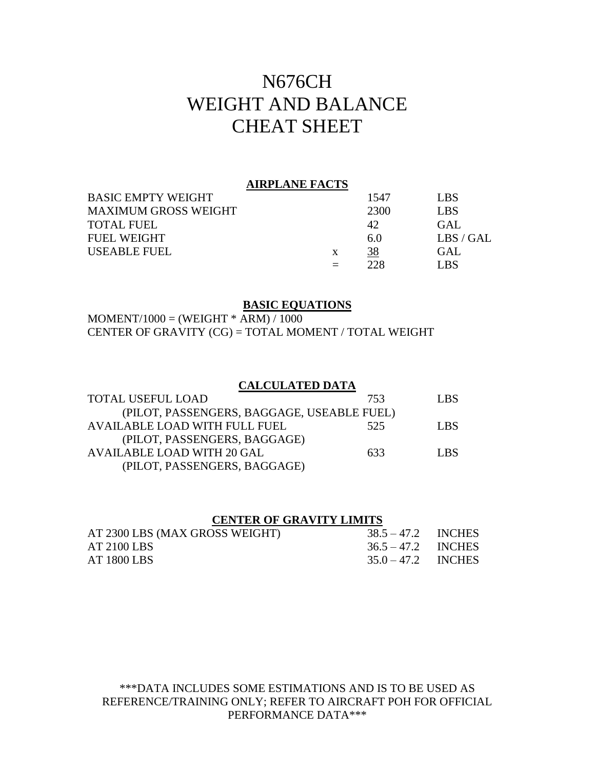# N676CH
# WEIGHT AND BALANCE
# CHEAT SHEET

## AIRPLANE FACTS

| | | | |
|---|---|---|---|
| BASIC EMPTY WEIGHT | | 1547 | LBS |
| MAXIMUM GROSS WEIGHT | | 2300 | LBS |
| TOTAL FUEL | | 42 | GAL |
| FUEL WEIGHT | | 6.0 | LBS / GAL |
| USEABLE FUEL | x | 38 | GAL |
| | = | 228 | LBS |

## BASIC EQUATIONS

MOMENT/1000 = (WEIGHT * ARM) / 1000

CENTER OF GRAVITY (CG) = TOTAL MOMENT / TOTAL WEIGHT

## CALCULATED DATA

| | | |
|---|---|---|
| TOTAL USEFUL LOAD (PILOT, PASSENGERS, BAGGAGE, USEABLE FUEL) | 753 | LBS |
| AVAILABLE LOAD WITH FULL FUEL (PILOT, PASSENGERS, BAGGAGE) | 525 | LBS |
| AVAILABLE LOAD WITH 20 GAL (PILOT, PASSENGERS, BAGGAGE) | 633 | LBS |

## CENTER OF GRAVITY LIMITS

| | | |
|---|---|---|
| AT 2300 LBS (MAX GROSS WEIGHT) | 38.5 – 47.2 | INCHES |
| AT 2100 LBS | 36.5 – 47.2 | INCHES |
| AT 1800 LBS | 35.0 – 47.2 | INCHES |

***DATA INCLUDES SOME ESTIMATIONS AND IS TO BE USED AS REFERENCE/TRAINING ONLY; REFER TO AIRCRAFT POH FOR OFFICIAL PERFORMANCE DATA***